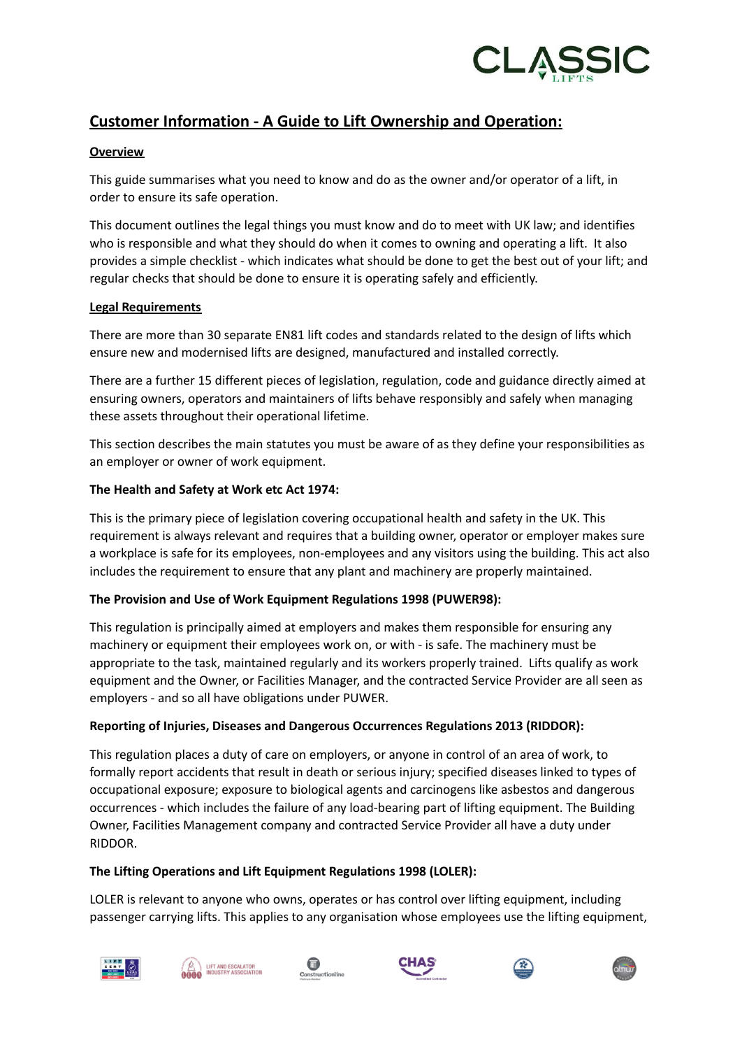# Customer Information - A Guide to Lift Ownership and Operation:

## Overview

This guide summarises what you need to know and do as the owner and/or operator of a lift, in order to ensure its safe operation.

This document outlines the legal things you must know and do to meet with UK law; and identifies who is responsible and what they should do when it comes to owning and operating a lift. It also provides a simple checklist - which indicates what should be done to get the best out of your lift; and regular checks that should be done to ensure it is operating safely and efficiently.

## Legal Requirements

There are more than 30 separate EN81 lift codes and standards related to the design of lifts which ensure new and modernised lifts are designed, manufactured and installed correctly.

There are a further 15 different pieces of legislation, regulation, code and guidance directly aimed at ensuring owners, operators and maintainers of lifts behave responsibly and safely when managing these assets throughout their operational lifetime.

This section describes the main statutes you must be aware of as they define your responsibilities as an employer or owner of work equipment.

### The Health and Safety at Work etc Act 1974:

This is the primary piece of legislation covering occupational health and safety in the UK. This requirement is always relevant and requires that a building owner, operator or employer makes sure a workplace is safe for its employees, non-employees and any visitors using the building. This act also includes the requirement to ensure that any plant and machinery are properly maintained.

### The Provision and Use of Work Equipment Regulations 1998 (PUWER98):

This regulation is principally aimed at employers and makes them responsible for ensuring any machinery or equipment their employees work on, or with - is safe. The machinery must be appropriate to the task, maintained regularly and its workers properly trained. Lifts qualify as work equipment and the Owner, or Facilities Manager, and the contracted Service Provider are all seen as employers - and so all have obligations under PUWER.

### Reporting of Injuries, Diseases and Dangerous Occurrences Regulations 2013 (RIDDOR):

This regulation places a duty of care on employers, or anyone in control of an area of work, to formally report accidents that result in death or serious injury; specified diseases linked to types of occupational exposure; exposure to biological agents and carcinogens like asbestos and dangerous occurrences - which includes the failure of any load-bearing part of lifting equipment. The Building Owner, Facilities Management company and contracted Service Provider all have a duty under RIDDOR.

### The Lifting Operations and Lift Equipment Regulations 1998 (LOLER):

LOLER is relevant to anyone who owns, operates or has control over lifting equipment, including passenger carrying lifts. This applies to any organisation whose employees use the lifting equipment,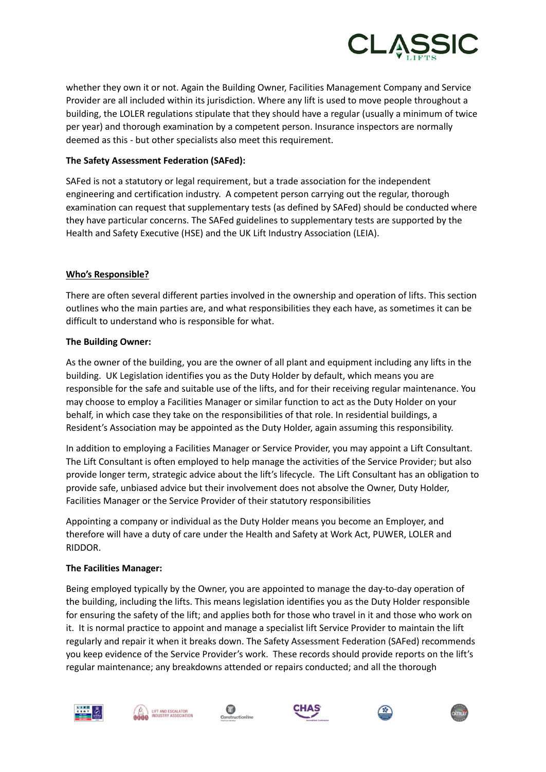whether they own it or not. Again the Building Owner, Facilities Management Company and Service Provider are all included within its jurisdiction. Where any lift is used to move people throughout a building, the LOLER regulations stipulate that they should have a regular (usually a minimum of twice per year) and thorough examination by a competent person. Insurance inspectors are normally deemed as this - but other specialists also meet this requirement.

**The Safety Assessment Federation (SAFed):**

SAFed is not a statutory or legal requirement, but a trade association for the independent engineering and certification industry. A competent person carrying out the regular, thorough examination can request that supplementary tests (as defined by SAFed) should be conducted where they have particular concerns. The SAFed guidelines to supplementary tests are supported by the Health and Safety Executive (HSE) and the UK Lift Industry Association (LEIA).

## Who's Responsible?

There are often several different parties involved in the ownership and operation of lifts. This section outlines who the main parties are, and what responsibilities they each have, as sometimes it can be difficult to understand who is responsible for what.

**The Building Owner:**

As the owner of the building, you are the owner of all plant and equipment including any lifts in the building. UK Legislation identifies you as the Duty Holder by default, which means you are responsible for the safe and suitable use of the lifts, and for their receiving regular maintenance. You may choose to employ a Facilities Manager or similar function to act as the Duty Holder on your behalf, in which case they take on the responsibilities of that role. In residential buildings, a Resident's Association may be appointed as the Duty Holder, again assuming this responsibility.

In addition to employing a Facilities Manager or Service Provider, you may appoint a Lift Consultant. The Lift Consultant is often employed to help manage the activities of the Service Provider; but also provide longer term, strategic advice about the lift's lifecycle. The Lift Consultant has an obligation to provide safe, unbiased advice but their involvement does not absolve the Owner, Duty Holder, Facilities Manager or the Service Provider of their statutory responsibilities

Appointing a company or individual as the Duty Holder means you become an Employer, and therefore will have a duty of care under the Health and Safety at Work Act, PUWER, LOLER and RIDDOR.

**The Facilities Manager:**

Being employed typically by the Owner, you are appointed to manage the day-to-day operation of the building, including the lifts. This means legislation identifies you as the Duty Holder responsible for ensuring the safety of the lift; and applies both for those who travel in it and those who work on it. It is normal practice to appoint and manage a specialist lift Service Provider to maintain the lift regularly and repair it when it breaks down. The Safety Assessment Federation (SAFed) recommends you keep evidence of the Service Provider's work. These records should provide reports on the lift's regular maintenance; any breakdowns attended or repairs conducted; and all the thorough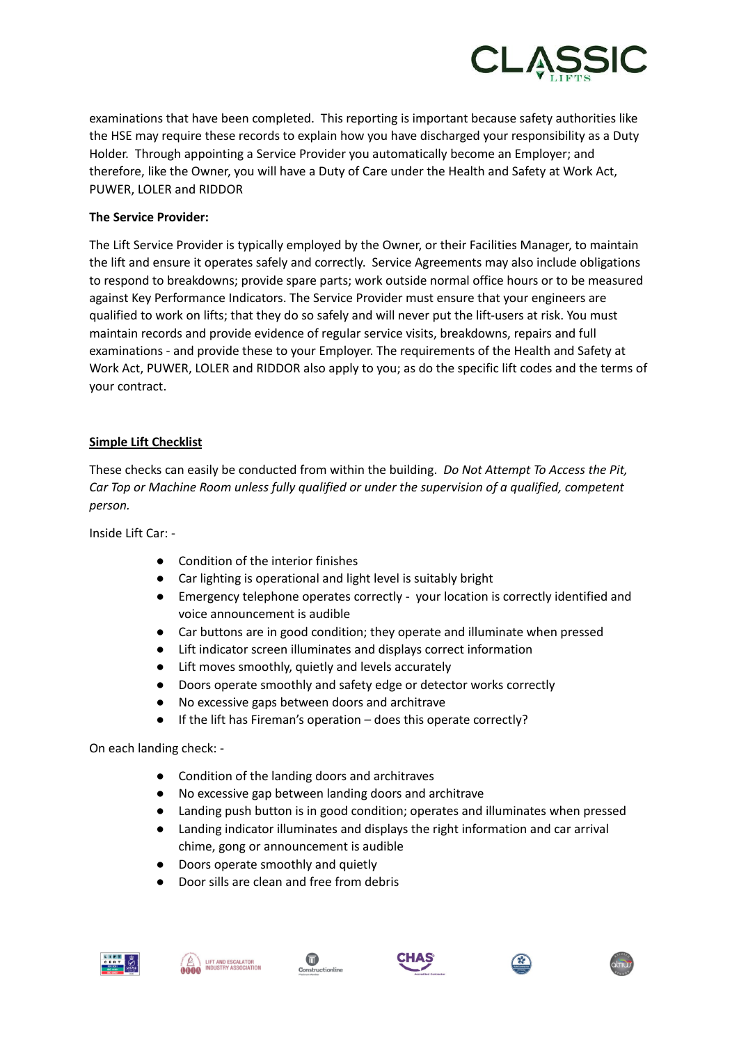examinations that have been completed. This reporting is important because safety authorities like the HSE may require these records to explain how you have discharged your responsibility as a Duty Holder. Through appointing a Service Provider you automatically become an Employer; and therefore, like the Owner, you will have a Duty of Care under the Health and Safety at Work Act, PUWER, LOLER and RIDDOR

**The Service Provider:**

The Lift Service Provider is typically employed by the Owner, or their Facilities Manager, to maintain the lift and ensure it operates safely and correctly. Service Agreements may also include obligations to respond to breakdowns; provide spare parts; work outside normal office hours or to be measured against Key Performance Indicators. The Service Provider must ensure that your engineers are qualified to work on lifts; that they do so safely and will never put the lift-users at risk. You must maintain records and provide evidence of regular service visits, breakdowns, repairs and full examinations - and provide these to your Employer. The requirements of the Health and Safety at Work Act, PUWER, LOLER and RIDDOR also apply to you; as do the specific lift codes and the terms of your contract.

## Simple Lift Checklist

These checks can easily be conducted from within the building. *Do Not Attempt To Access the Pit, Car Top or Machine Room unless fully qualified or under the supervision of a qualified, competent person.*

Inside Lift Car: -

- Condition of the interior finishes
- Car lighting is operational and light level is suitably bright
- Emergency telephone operates correctly - your location is correctly identified and voice announcement is audible
- Car buttons are in good condition; they operate and illuminate when pressed
- Lift indicator screen illuminates and displays correct information
- Lift moves smoothly, quietly and levels accurately
- Doors operate smoothly and safety edge or detector works correctly
- No excessive gaps between doors and architrave
- If the lift has Fireman's operation – does this operate correctly?

On each landing check: -

- Condition of the landing doors and architraves
- No excessive gap between landing doors and architrave
- Landing push button is in good condition; operates and illuminates when pressed
- Landing indicator illuminates and displays the right information and car arrival chime, gong or announcement is audible
- Doors operate smoothly and quietly
- Door sills are clean and free from debris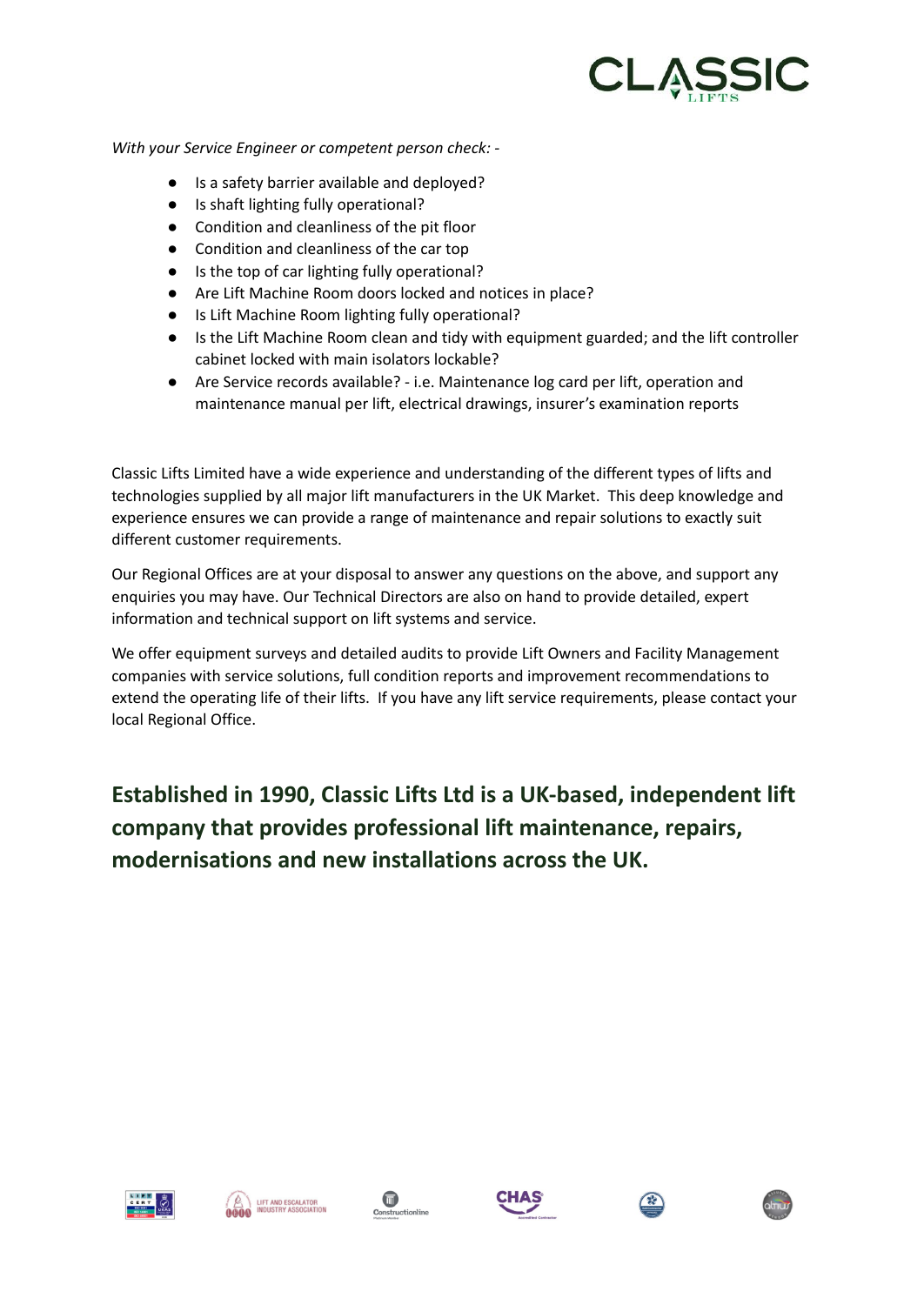*With your Service Engineer or competent person check: -*

- Is a safety barrier available and deployed?
- Is shaft lighting fully operational?
- Condition and cleanliness of the pit floor
- Condition and cleanliness of the car top
- Is the top of car lighting fully operational?
- Are Lift Machine Room doors locked and notices in place?
- Is Lift Machine Room lighting fully operational?
- Is the Lift Machine Room clean and tidy with equipment guarded; and the lift controller cabinet locked with main isolators lockable?
- Are Service records available? - i.e. Maintenance log card per lift, operation and maintenance manual per lift, electrical drawings, insurer's examination reports

Classic Lifts Limited have a wide experience and understanding of the different types of lifts and technologies supplied by all major lift manufacturers in the UK Market. This deep knowledge and experience ensures we can provide a range of maintenance and repair solutions to exactly suit different customer requirements.

Our Regional Offices are at your disposal to answer any questions on the above, and support any enquiries you may have. Our Technical Directors are also on hand to provide detailed, expert information and technical support on lift systems and service.

We offer equipment surveys and detailed audits to provide Lift Owners and Facility Management companies with service solutions, full condition reports and improvement recommendations to extend the operating life of their lifts. If you have any lift service requirements, please contact your local Regional Office.

## Established in 1990, Classic Lifts Ltd is a UK-based, independent lift company that provides professional lift maintenance, repairs, modernisations and new installations across the UK.